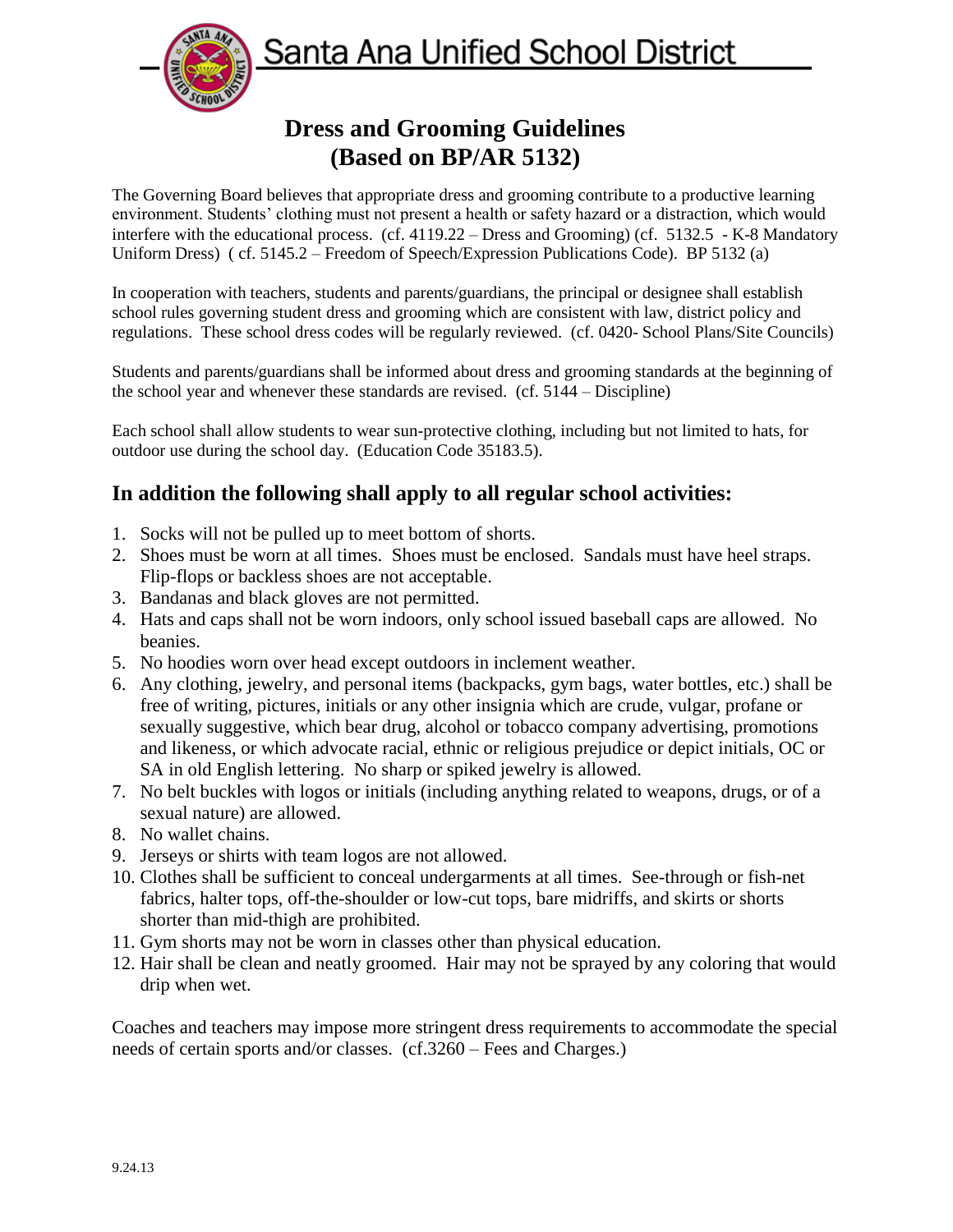# Santa Ana Unified School District

## Dress and Grooming Guidelines (Based on BP/AR 5132)

The Governing Board believes that appropriate dress and grooming contribute to a productive learning environment. Students' clothing must not present a health or safety hazard or a distraction, which would interfere with the educational process. (cf. 4119.22 – Dress and Grooming) (cf. 5132.5 - K-8 Mandatory Uniform Dress) ( cf. 5145.2 – Freedom of Speech/Expression Publications Code). BP 5132 (a)

In cooperation with teachers, students and parents/guardians, the principal or designee shall establish school rules governing student dress and grooming which are consistent with law, district policy and regulations. These school dress codes will be regularly reviewed. (cf. 0420- School Plans/Site Councils)

Students and parents/guardians shall be informed about dress and grooming standards at the beginning of the school year and whenever these standards are revised. (cf. 5144 – Discipline)

Each school shall allow students to wear sun-protective clothing, including but not limited to hats, for outdoor use during the school day. (Education Code 35183.5).

### In addition the following shall apply to all regular school activities:

1. Socks will not be pulled up to meet bottom of shorts.
2. Shoes must be worn at all times. Shoes must be enclosed. Sandals must have heel straps. Flip-flops or backless shoes are not acceptable.
3. Bandanas and black gloves are not permitted.
4. Hats and caps shall not be worn indoors, only school issued baseball caps are allowed. No beanies.
5. No hoodies worn over head except outdoors in inclement weather.
6. Any clothing, jewelry, and personal items (backpacks, gym bags, water bottles, etc.) shall be free of writing, pictures, initials or any other insignia which are crude, vulgar, profane or sexually suggestive, which bear drug, alcohol or tobacco company advertising, promotions and likeness, or which advocate racial, ethnic or religious prejudice or depict initials, OC or SA in old English lettering. No sharp or spiked jewelry is allowed.
7. No belt buckles with logos or initials (including anything related to weapons, drugs, or of a sexual nature) are allowed.
8. No wallet chains.
9. Jerseys or shirts with team logos are not allowed.
10. Clothes shall be sufficient to conceal undergarments at all times. See-through or fish-net fabrics, halter tops, off-the-shoulder or low-cut tops, bare midriffs, and skirts or shorts shorter than mid-thigh are prohibited.
11. Gym shorts may not be worn in classes other than physical education.
12. Hair shall be clean and neatly groomed. Hair may not be sprayed by any coloring that would drip when wet.

Coaches and teachers may impose more stringent dress requirements to accommodate the special needs of certain sports and/or classes. (cf.3260 – Fees and Charges.)

9.24.13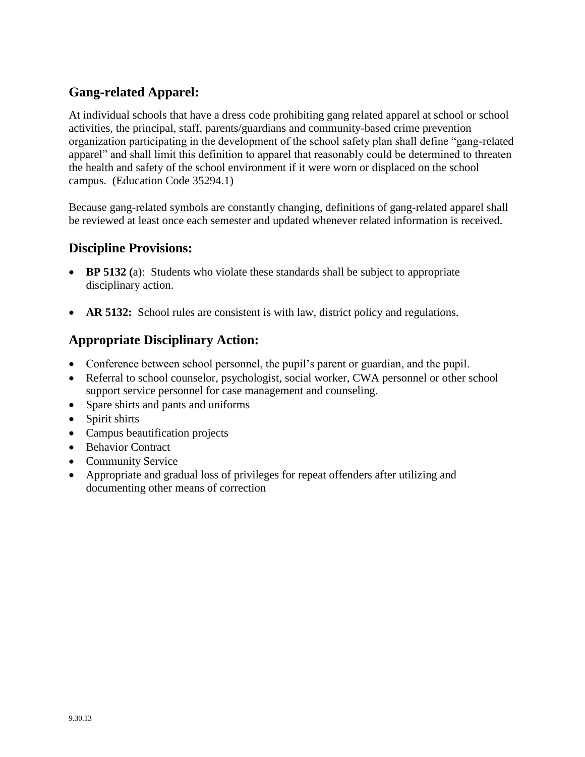## Gang-related Apparel:

At individual schools that have a dress code prohibiting gang related apparel at school or school activities, the principal, staff, parents/guardians and community-based crime prevention organization participating in the development of the school safety plan shall define "gang-related apparel" and shall limit this definition to apparel that reasonably could be determined to threaten the health and safety of the school environment if it were worn or displaced on the school campus. (Education Code 35294.1)

Because gang-related symbols are constantly changing, definitions of gang-related apparel shall be reviewed at least once each semester and updated whenever related information is received.

## Discipline Provisions:

- **BP 5132 (**a): Students who violate these standards shall be subject to appropriate disciplinary action.
- **AR 5132:** School rules are consistent is with law, district policy and regulations.

## Appropriate Disciplinary Action:

- Conference between school personnel, the pupil's parent or guardian, and the pupil.
- Referral to school counselor, psychologist, social worker, CWA personnel or other school support service personnel for case management and counseling.
- Spare shirts and pants and uniforms
- Spirit shirts
- Campus beautification projects
- Behavior Contract
- Community Service
- Appropriate and gradual loss of privileges for repeat offenders after utilizing and documenting other means of correction

9.30.13